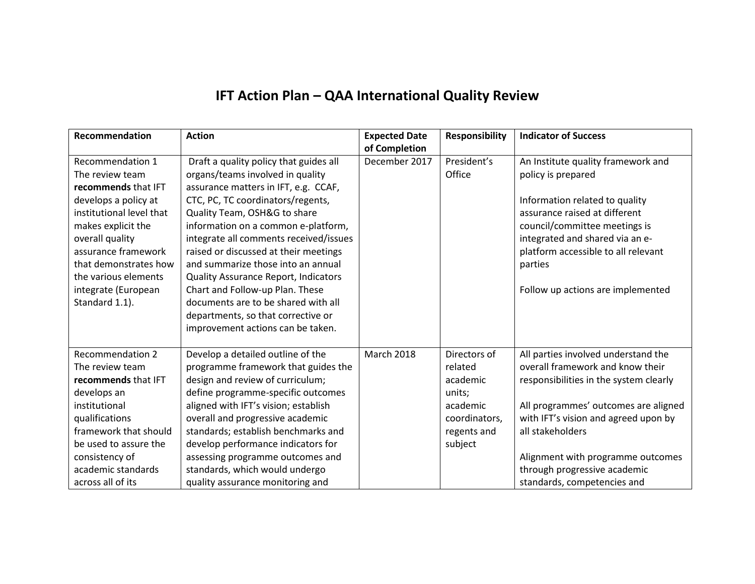# IFT Action Plan – QAA International Quality Review

| Recommendation | Action | Expected Date of Completion | Responsibility | Indicator of Success |
|---|---|---|---|---|
| Recommendation 1 The review team **recommends** that IFT develops a policy at institutional level that makes explicit the overall quality assurance framework that demonstrates how the various elements integrate (European Standard 1.1). | Draft a quality policy that guides all organs/teams involved in quality assurance matters in IFT, e.g. CCAF, CTC, PC, TC coordinators/regents, Quality Team, OSH&G to share information on a common e-platform, integrate all comments received/issues raised or discussed at their meetings and summarize those into an annual Quality Assurance Report, Indicators Chart and Follow-up Plan. These documents are to be shared with all departments, so that corrective or improvement actions can be taken. | December 2017 | President's Office | An Institute quality framework and policy is prepared<br><br>Information related to quality assurance raised at different council/committee meetings is integrated and shared via an e-platform accessible to all relevant parties<br><br>Follow up actions are implemented |
| Recommendation 2 The review team **recommends** that IFT develops an institutional qualifications framework that should be used to assure the consistency of academic standards across all of its | Develop a detailed outline of the programme framework that guides the design and review of curriculum; define programme-specific outcomes aligned with IFT's vision; establish overall and progressive academic standards; establish benchmarks and develop performance indicators for assessing programme outcomes and standards, which would undergo quality assurance monitoring and | March 2018 | Directors of related academic units; academic coordinators, regents and subject | All parties involved understand the overall framework and know their responsibilities in the system clearly<br><br>All programmes' outcomes are aligned with IFT's vision and agreed upon by all stakeholders<br><br>Alignment with programme outcomes through progressive academic standards, competencies and |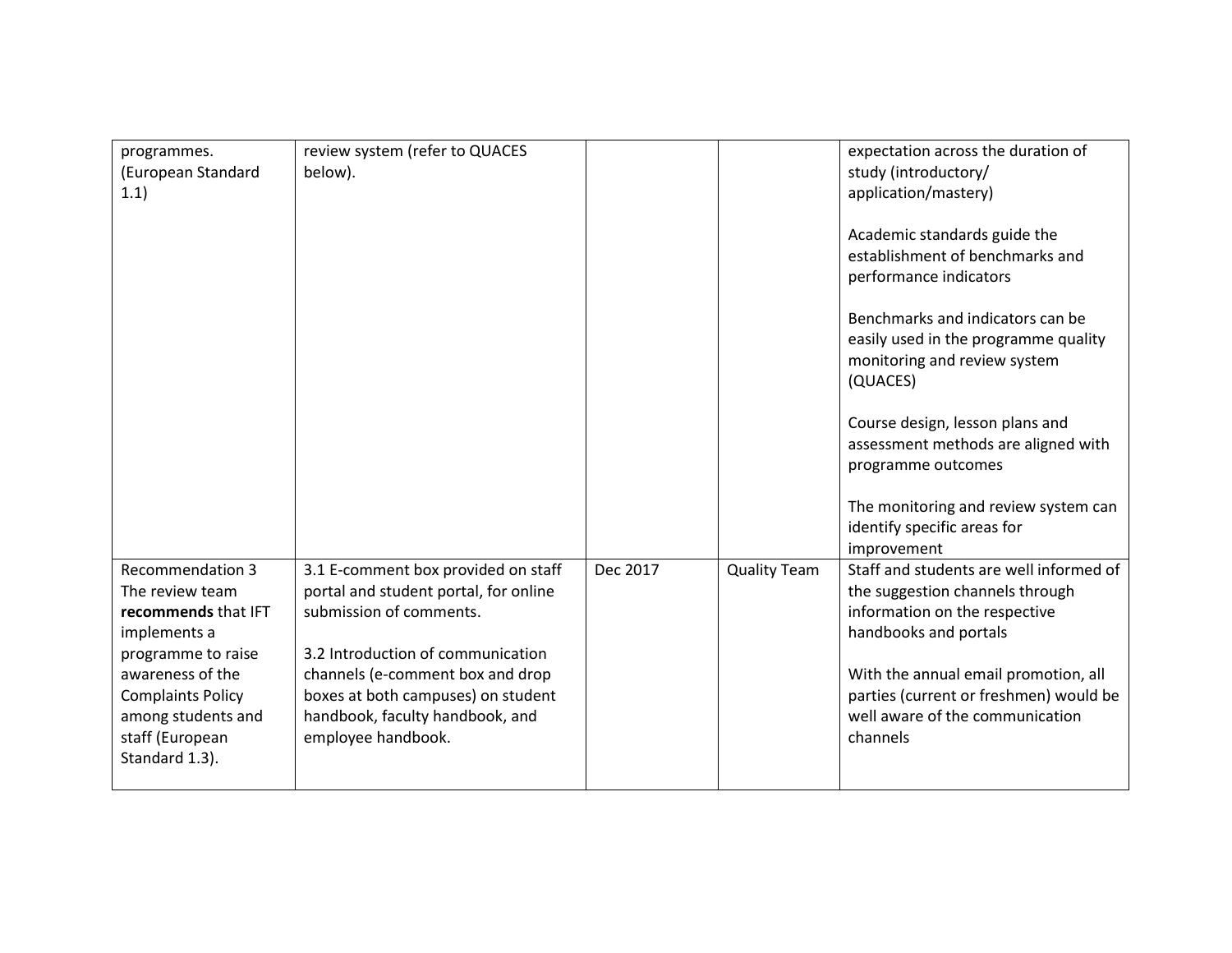| | | | | |
|---|---|---|---|---|
| programmes. (European Standard 1.1) | review system (refer to QUACES below). | | | expectation across the duration of study (introductory/ application/mastery)<br><br>Academic standards guide the establishment of benchmarks and performance indicators<br><br>Benchmarks and indicators can be easily used in the programme quality monitoring and review system (QUACES)<br><br>Course design, lesson plans and assessment methods are aligned with programme outcomes<br><br>The monitoring and review system can identify specific areas for improvement |
| Recommendation 3<br>The review team **recommends** that IFT implements a programme to raise awareness of the Complaints Policy among students and staff (European Standard 1.3). | 3.1 E-comment box provided on staff portal and student portal, for online submission of comments.<br><br>3.2 Introduction of communication channels (e-comment box and drop boxes at both campuses) on student handbook, faculty handbook, and employee handbook. | Dec 2017 | Quality Team | Staff and students are well informed of the suggestion channels through information on the respective handbooks and portals<br><br>With the annual email promotion, all parties (current or freshmen) would be well aware of the communication channels |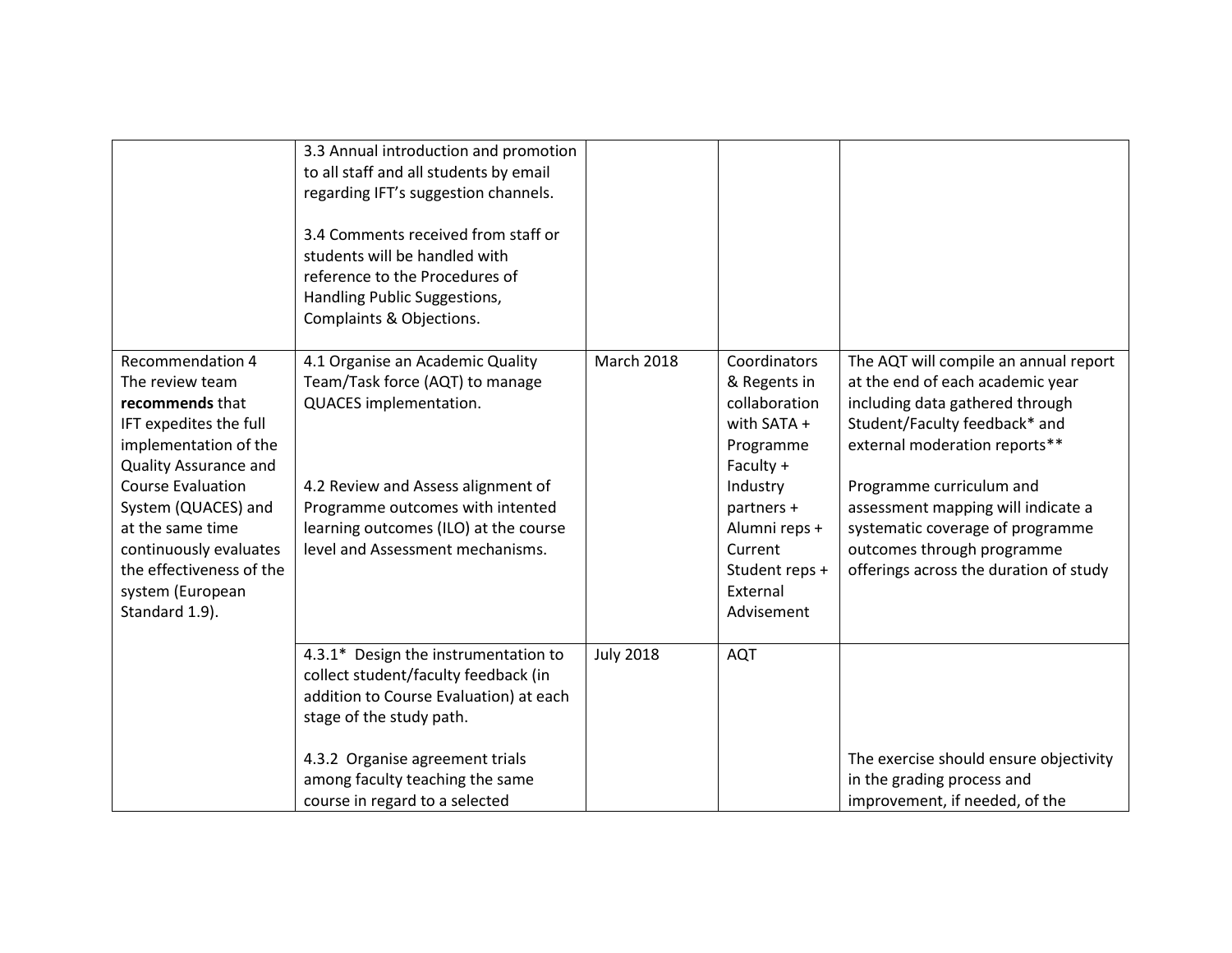| | | | | |
|---|---|---|---|---|
| | 3.3 Annual introduction and promotion to all staff and all students by email regarding IFT's suggestion channels.<br><br>3.4 Comments received from staff or students will be handled with reference to the Procedures of Handling Public Suggestions, Complaints & Objections. | | | |
| Recommendation 4<br>The review team **recommends** that IFT expedites the full implementation of the Quality Assurance and Course Evaluation System (QUACES) and at the same time continuously evaluates the effectiveness of the system (European Standard 1.9). | 4.1 Organise an Academic Quality Team/Task force (AQT) to manage QUACES implementation.<br><br>4.2 Review and Assess alignment of Programme outcomes with intented learning outcomes (ILO) at the course level and Assessment mechanisms. | March 2018 | Coordinators & Regents in collaboration with SATA + Programme Faculty + Industry partners + Alumni reps + Current Student reps + External Advisement | The AQT will compile an annual report at the end of each academic year including data gathered through Student/Faculty feedback* and external moderation reports**<br><br>Programme curriculum and assessment mapping will indicate a systematic coverage of programme outcomes through programme offerings across the duration of study |
| | 4.3.1* Design the instrumentation to collect student/faculty feedback (in addition to Course Evaluation) at each stage of the study path.<br><br>4.3.2 Organise agreement trials among faculty teaching the same course in regard to a selected | July 2018 | AQT | The exercise should ensure objectivity in the grading process and improvement, if needed, of the |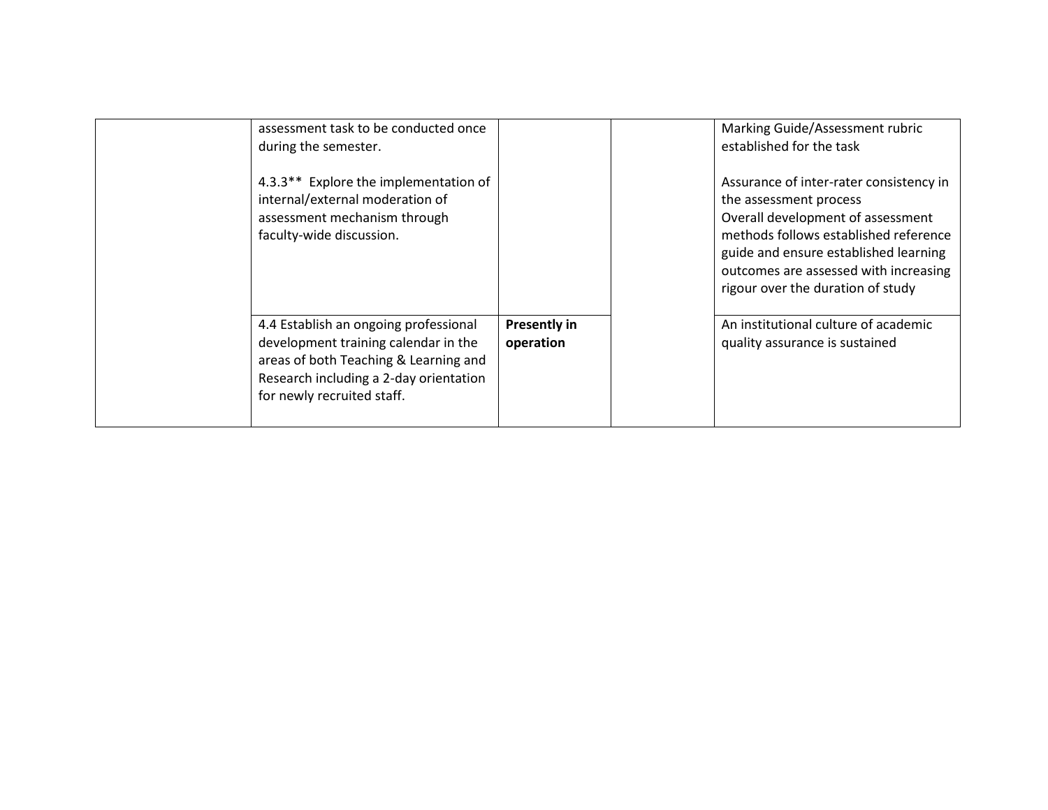| | | | | |
|---|---|---|---|---|
| | assessment task to be conducted once during the semester.<br><br>4.3.3** Explore the implementation of internal/external moderation of assessment mechanism through faculty-wide discussion. | | | Marking Guide/Assessment rubric established for the task<br><br>Assurance of inter-rater consistency in the assessment process<br>Overall development of assessment methods follows established reference guide and ensure established learning outcomes are assessed with increasing rigour over the duration of study |
| | 4.4 Establish an ongoing professional development training calendar in the areas of both Teaching & Learning and Research including a 2-day orientation for newly recruited staff. | **Presently in operation** | | An institutional culture of academic quality assurance is sustained |